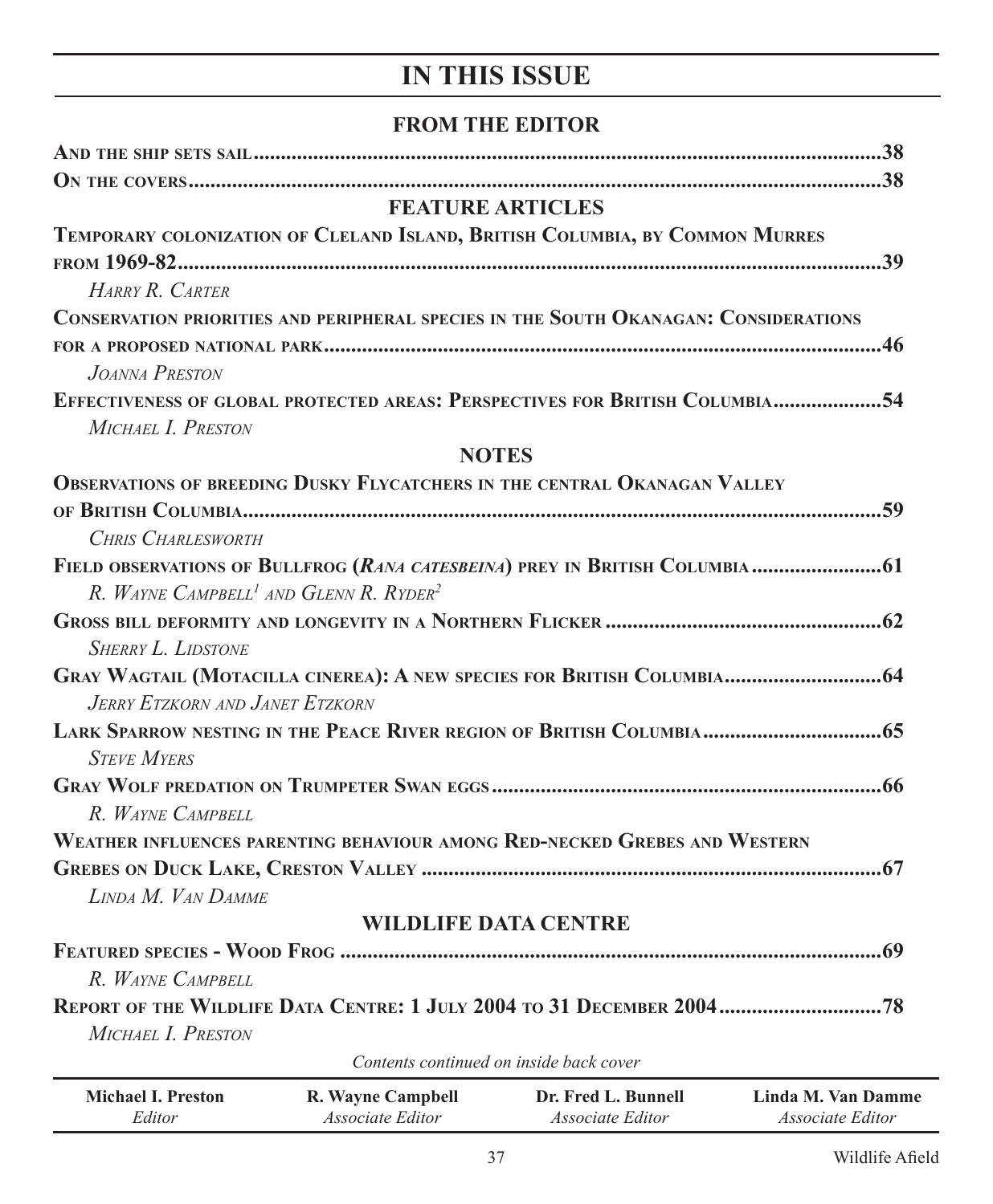# IN THIS ISSUE

## FROM THE EDITOR

**And the ship sets sail**.....38

**On the covers**.....38

## FEATURE ARTICLES

**Temporary colonization of Cleland Island, British Columbia, by Common Murres from 1969-82**.....39
*Harry R. Carter*

**Conservation priorities and peripheral species in the South Okanagan: Considerations for a proposed national park**.....46
*Joanna Preston*

**Effectiveness of global protected areas: Perspectives for British Columbia**.....54
*Michael I. Preston*

## NOTES

**Observations of breeding Dusky Flycatchers in the central Okanagan Valley of British Columbia**.....59
*Chris Charlesworth*

**Field observations of Bullfrog (*Rana catesbeina*) prey in British Columbia**.....61
*R. Wayne Campbell[1] and Glenn R. Ryder[2]*

**Gross bill deformity and longevity in a Northern Flicker**.....62
*Sherry L. Lidstone*

**Gray Wagtail (Motacilla cinerea): A new species for British Columbia**.....64
*Jerry Etzkorn and Janet Etzkorn*

**Lark Sparrow nesting in the Peace River region of British Columbia**.....65
*Steve Myers*

**Gray Wolf predation on Trumpeter Swan eggs**.....66
*R. Wayne Campbell*

**Weather influences parenting behaviour among Red-necked Grebes and Western Grebes on Duck Lake, Creston Valley**.....67
*Linda M. Van Damme*

## WILDLIFE DATA CENTRE

**Featured species - Wood Frog**.....69
*R. Wayne Campbell*

**Report of the Wildlife Data Centre: 1 July 2004 to 31 December 2004**.....78
*Michael I. Preston*

*Contents continued on inside back cover*

| **Michael I. Preston** | **R. Wayne Campbell** | **Dr. Fred L. Bunnell** | **Linda M. Van Damme** |
| --- | --- | --- | --- |
| *Editor* | *Associate Editor* | *Associate Editor* | *Associate Editor* |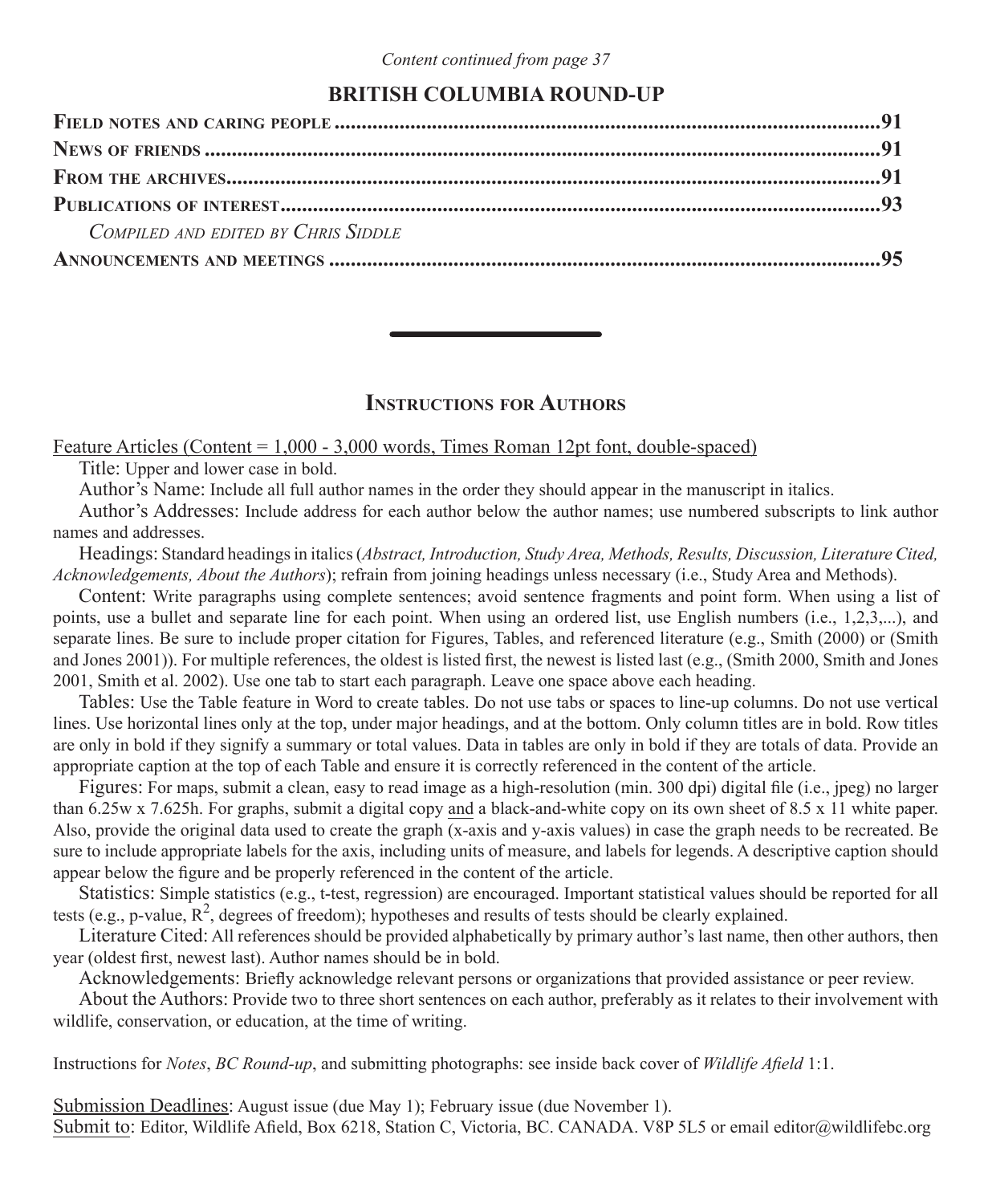*Content continued from page 37*

## BRITISH COLUMBIA ROUND-UP

**Field notes and caring people** .................................................. **91**

**News of friends** .................................................. **91**

**From the archives** .................................................. **91**

**Publications of interest** .................................................. **93**

*Compiled and edited by Chris Siddle*

**Announcements and meetings** .................................................. **95**

---

## Instructions for Authors

Feature Articles (Content = 1,000 - 3,000 words, Times Roman 12pt font, double-spaced)

Title: Upper and lower case in bold.

Author's Name: Include all full author names in the order they should appear in the manuscript in italics.

Author's Addresses: Include address for each author below the author names; use numbered subscripts to link author names and addresses.

Headings: Standard headings in italics (*Abstract, Introduction, Study Area, Methods, Results, Discussion, Literature Cited, Acknowledgements, About the Authors*); refrain from joining headings unless necessary (i.e., Study Area and Methods).

Content: Write paragraphs using complete sentences; avoid sentence fragments and point form. When using a list of points, use a bullet and separate line for each point. When using an ordered list, use English numbers (i.e., 1,2,3,...), and separate lines. Be sure to include proper citation for Figures, Tables, and referenced literature (e.g., Smith (2000) or (Smith and Jones 2001)). For multiple references, the oldest is listed first, the newest is listed last (e.g., (Smith 2000, Smith and Jones 2001, Smith et al. 2002). Use one tab to start each paragraph. Leave one space above each heading.

Tables: Use the Table feature in Word to create tables. Do not use tabs or spaces to line-up columns. Do not use vertical lines. Use horizontal lines only at the top, under major headings, and at the bottom. Only column titles are in bold. Row titles are only in bold if they signify a summary or total values. Data in tables are only in bold if they are totals of data. Provide an appropriate caption at the top of each Table and ensure it is correctly referenced in the content of the article.

Figures: For maps, submit a clean, easy to read image as a high-resolution (min. 300 dpi) digital file (i.e., jpeg) no larger than 6.25w x 7.625h. For graphs, submit a digital copy and a black-and-white copy on its own sheet of 8.5 x 11 white paper. Also, provide the original data used to create the graph (x-axis and y-axis values) in case the graph needs to be recreated. Be sure to include appropriate labels for the axis, including units of measure, and labels for legends. A descriptive caption should appear below the figure and be properly referenced in the content of the article.

Statistics: Simple statistics (e.g., t-test, regression) are encouraged. Important statistical values should be reported for all tests (e.g., p-value, $R^2$, degrees of freedom); hypotheses and results of tests should be clearly explained.

Literature Cited: All references should be provided alphabetically by primary author's last name, then other authors, then year (oldest first, newest last). Author names should be in bold.

Acknowledgements: Briefly acknowledge relevant persons or organizations that provided assistance or peer review.

About the Authors: Provide two to three short sentences on each author, preferably as it relates to their involvement with wildlife, conservation, or education, at the time of writing.

Instructions for *Notes*, *BC Round-up*, and submitting photographs: see inside back cover of *Wildlife Afield* 1:1.

Submission Deadlines: August issue (due May 1); February issue (due November 1).

Submit to: Editor, Wildlife Afield, Box 6218, Station C, Victoria, BC. CANADA. V8P 5L5 or email editor@wildlifebc.org